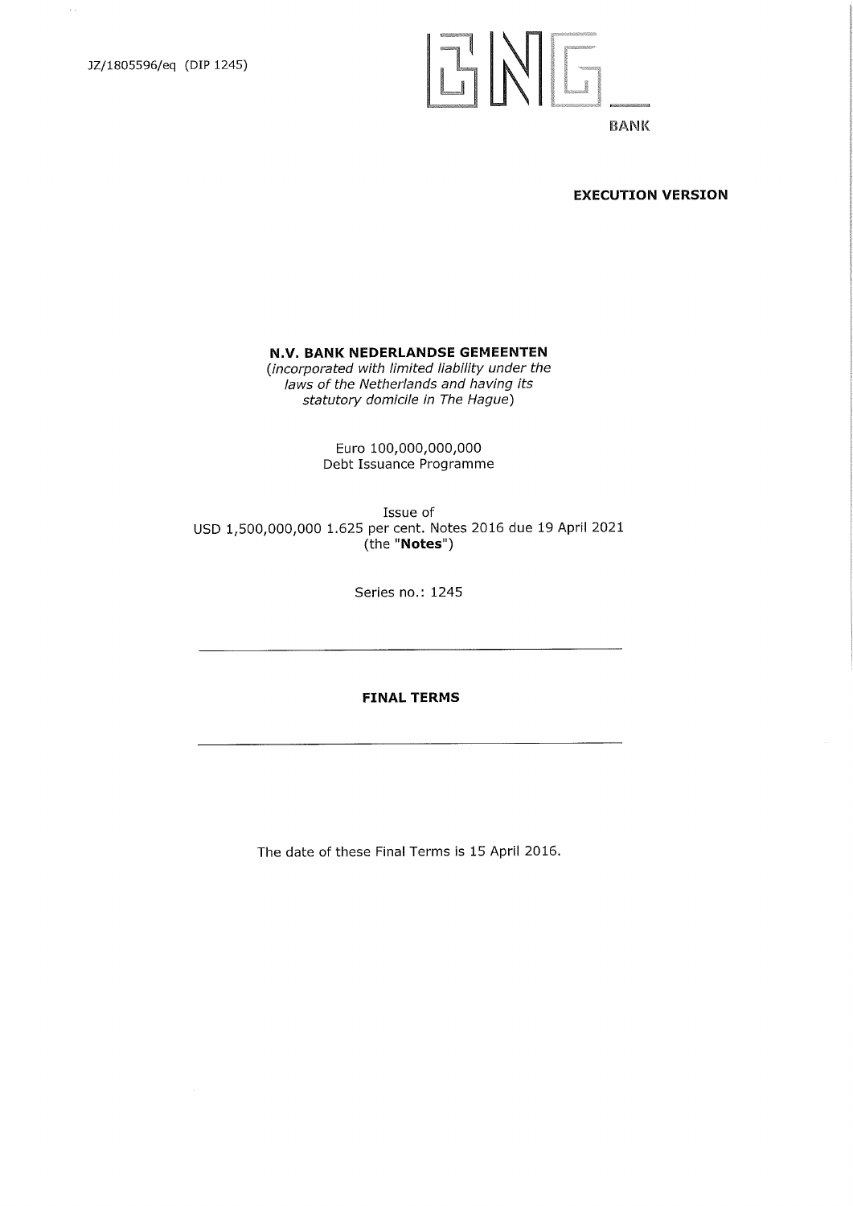JZ/1805596/eq (DIP 1245)

BNG BANK

**EXECUTION VERSION**

**N.V. BANK NEDERLANDSE GEMEENTEN**

*(incorporated with limited liability under the laws of the Netherlands and having its statutory domicile in The Hague)*

Euro 100,000,000,000
Debt Issuance Programme

Issue of
USD 1,500,000,000 1.625 per cent. Notes 2016 due 19 April 2021
(the "**Notes**")

Series no.: 1245

---

**FINAL TERMS**

---

The date of these Final Terms is 15 April 2016.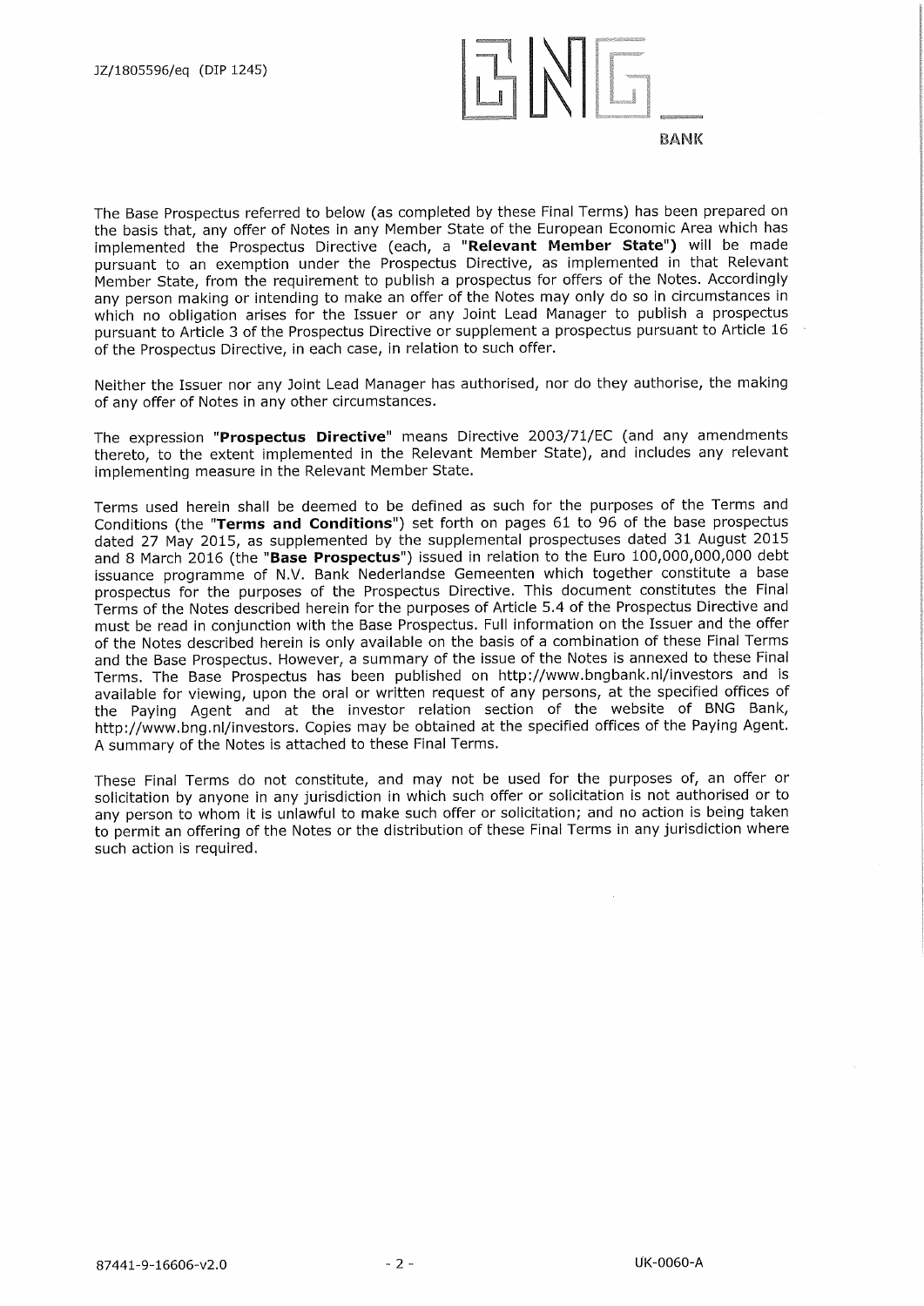The Base Prospectus referred to below (as completed by these Final Terms) has been prepared on the basis that, any offer of Notes in any Member State of the European Economic Area which has implemented the Prospectus Directive (each, a "**Relevant Member State**") will be made pursuant to an exemption under the Prospectus Directive, as implemented in that Relevant Member State, from the requirement to publish a prospectus for offers of the Notes. Accordingly any person making or intending to make an offer of the Notes may only do so in circumstances in which no obligation arises for the Issuer or any Joint Lead Manager to publish a prospectus pursuant to Article 3 of the Prospectus Directive or supplement a prospectus pursuant to Article 16 of the Prospectus Directive, in each case, in relation to such offer.

Neither the Issuer nor any Joint Lead Manager has authorised, nor do they authorise, the making of any offer of Notes in any other circumstances.

The expression "**Prospectus Directive**" means Directive 2003/71/EC (and any amendments thereto, to the extent implemented in the Relevant Member State), and includes any relevant implementing measure in the Relevant Member State.

Terms used herein shall be deemed to be defined as such for the purposes of the Terms and Conditions (the "**Terms and Conditions**") set forth on pages 61 to 96 of the base prospectus dated 27 May 2015, as supplemented by the supplemental prospectuses dated 31 August 2015 and 8 March 2016 (the "**Base Prospectus**") issued in relation to the Euro 100,000,000,000 debt issuance programme of N.V. Bank Nederlandse Gemeenten which together constitute a base prospectus for the purposes of the Prospectus Directive. This document constitutes the Final Terms of the Notes described herein for the purposes of Article 5.4 of the Prospectus Directive and must be read in conjunction with the Base Prospectus. Full information on the Issuer and the offer of the Notes described herein is only available on the basis of a combination of these Final Terms and the Base Prospectus. However, a summary of the issue of the Notes is annexed to these Final Terms. The Base Prospectus has been published on http://www.bngbank.nl/investors and is available for viewing, upon the oral or written request of any persons, at the specified offices of the Paying Agent and at the investor relation section of the website of BNG Bank, http://www.bng.nl/investors. Copies may be obtained at the specified offices of the Paying Agent. A summary of the Notes is attached to these Final Terms.

These Final Terms do not constitute, and may not be used for the purposes of, an offer or solicitation by anyone in any jurisdiction in which such offer or solicitation is not authorised or to any person to whom it is unlawful to make such offer or solicitation; and no action is being taken to permit an offering of the Notes or the distribution of these Final Terms in any jurisdiction where such action is required.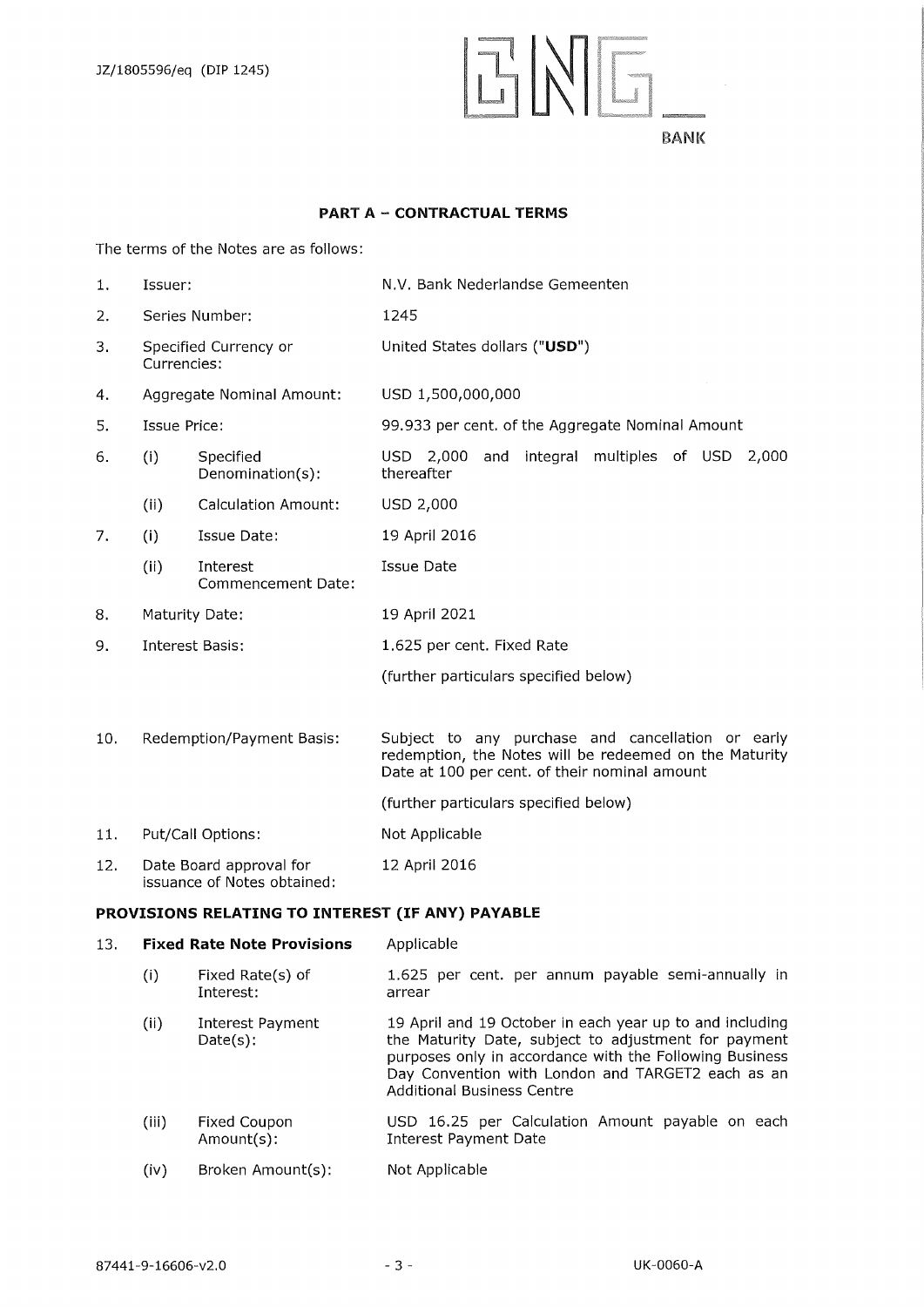## PART A – CONTRACTUAL TERMS

The terms of the Notes are as follows:

| | | | |
|---|---|---|---|
| 1. | Issuer: | | N.V. Bank Nederlandse Gemeenten |
| 2. | Series Number: | | 1245 |
| 3. | Specified Currency or Currencies: | | United States dollars ("**USD**") |
| 4. | Aggregate Nominal Amount: | | USD 1,500,000,000 |
| 5. | Issue Price: | | 99.933 per cent. of the Aggregate Nominal Amount |
| 6. | (i) | Specified Denomination(s): | USD 2,000 and integral multiples of USD 2,000 thereafter |
| | (ii) | Calculation Amount: | USD 2,000 |
| 7. | (i) | Issue Date: | 19 April 2016 |
| | (ii) | Interest Commencement Date: | Issue Date |
| 8. | Maturity Date: | | 19 April 2021 |
| 9. | Interest Basis: | | 1.625 per cent. Fixed Rate<br><br>(further particulars specified below) |
| 10. | Redemption/Payment Basis: | | Subject to any purchase and cancellation or early redemption, the Notes will be redeemed on the Maturity Date at 100 per cent. of their nominal amount<br><br>(further particulars specified below) |
| 11. | Put/Call Options: | | Not Applicable |
| 12. | Date Board approval for issuance of Notes obtained: | | 12 April 2016 |

**PROVISIONS RELATING TO INTEREST (IF ANY) PAYABLE**

| | | | |
|---|---|---|---|
| 13. | **Fixed Rate Note Provisions** | | Applicable |
| | (i) | Fixed Rate(s) of Interest: | 1.625 per cent. per annum payable semi-annually in arrear |
| | (ii) | Interest Payment Date(s): | 19 April and 19 October in each year up to and including the Maturity Date, subject to adjustment for payment purposes only in accordance with the Following Business Day Convention with London and TARGET2 each as an Additional Business Centre |
| | (iii) | Fixed Coupon Amount(s): | USD 16.25 per Calculation Amount payable on each Interest Payment Date |
| | (iv) | Broken Amount(s): | Not Applicable |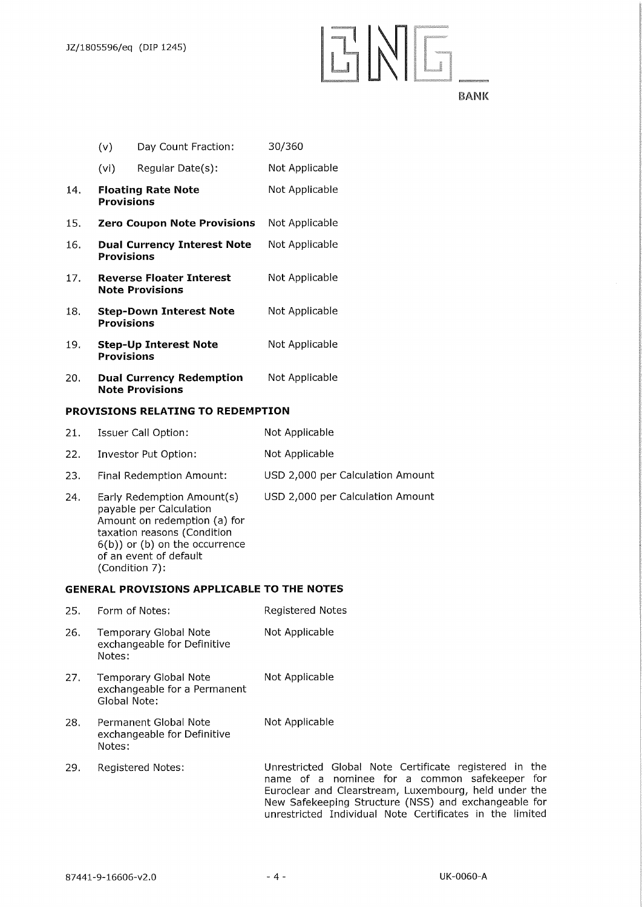| | | |
|---|---|---|
| | (v) Day Count Fraction: | 30/360 |
| | (vi) Regular Date(s): | Not Applicable |
| 14. | **Floating Rate Note Provisions** | Not Applicable |
| 15. | **Zero Coupon Note Provisions** | Not Applicable |
| 16. | **Dual Currency Interest Note Provisions** | Not Applicable |
| 17. | **Reverse Floater Interest Note Provisions** | Not Applicable |
| 18. | **Step-Down Interest Note Provisions** | Not Applicable |
| 19. | **Step-Up Interest Note Provisions** | Not Applicable |
| 20. | **Dual Currency Redemption Note Provisions** | Not Applicable |

**PROVISIONS RELATING TO REDEMPTION**

| | | |
|---|---|---|
| 21. | Issuer Call Option: | Not Applicable |
| 22. | Investor Put Option: | Not Applicable |
| 23. | Final Redemption Amount: | USD 2,000 per Calculation Amount |
| 24. | Early Redemption Amount(s) payable per Calculation Amount on redemption (a) for taxation reasons (Condition 6(b)) or (b) on the occurrence of an event of default (Condition 7): | USD 2,000 per Calculation Amount |

**GENERAL PROVISIONS APPLICABLE TO THE NOTES**

| | | |
|---|---|---|
| 25. | Form of Notes: | Registered Notes |
| 26. | Temporary Global Note exchangeable for Definitive Notes: | Not Applicable |
| 27. | Temporary Global Note exchangeable for a Permanent Global Note: | Not Applicable |
| 28. | Permanent Global Note exchangeable for Definitive Notes: | Not Applicable |
| 29. | Registered Notes: | Unrestricted Global Note Certificate registered in the name of a nominee for a common safekeeper for Euroclear and Clearstream, Luxembourg, held under the New Safekeeping Structure (NSS) and exchangeable for unrestricted Individual Note Certificates in the limited |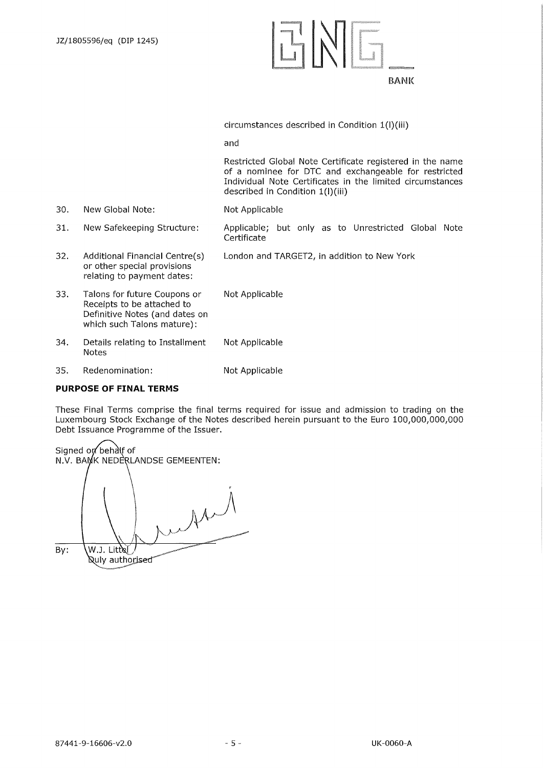|  |  |  |
|---|---|---|
|  |  | circumstances described in Condition 1(l)(iii)<br><br>and<br><br>Restricted Global Note Certificate registered in the name of a nominee for DTC and exchangeable for restricted Individual Note Certificates in the limited circumstances described in Condition 1(l)(iii) |
| 30. | New Global Note: | Not Applicable |
| 31. | New Safekeeping Structure: | Applicable; but only as to Unrestricted Global Note Certificate |
| 32. | Additional Financial Centre(s) or other special provisions relating to payment dates: | London and TARGET2, in addition to New York |
| 33. | Talons for future Coupons or Receipts to be attached to Definitive Notes (and dates on which such Talons mature): | Not Applicable |
| 34. | Details relating to Installment Notes | Not Applicable |
| 35. | Redenomination: | Not Applicable |

**PURPOSE OF FINAL TERMS**

These Final Terms comprise the final terms required for issue and admission to trading on the Luxembourg Stock Exchange of the Notes described herein pursuant to the Euro 100,000,000,000 Debt Issuance Programme of the Issuer.

Signed on behalf of
N.V. BANK NEDERLANDSE GEMEENTEN:

By: W.J. Littel
Duly authorised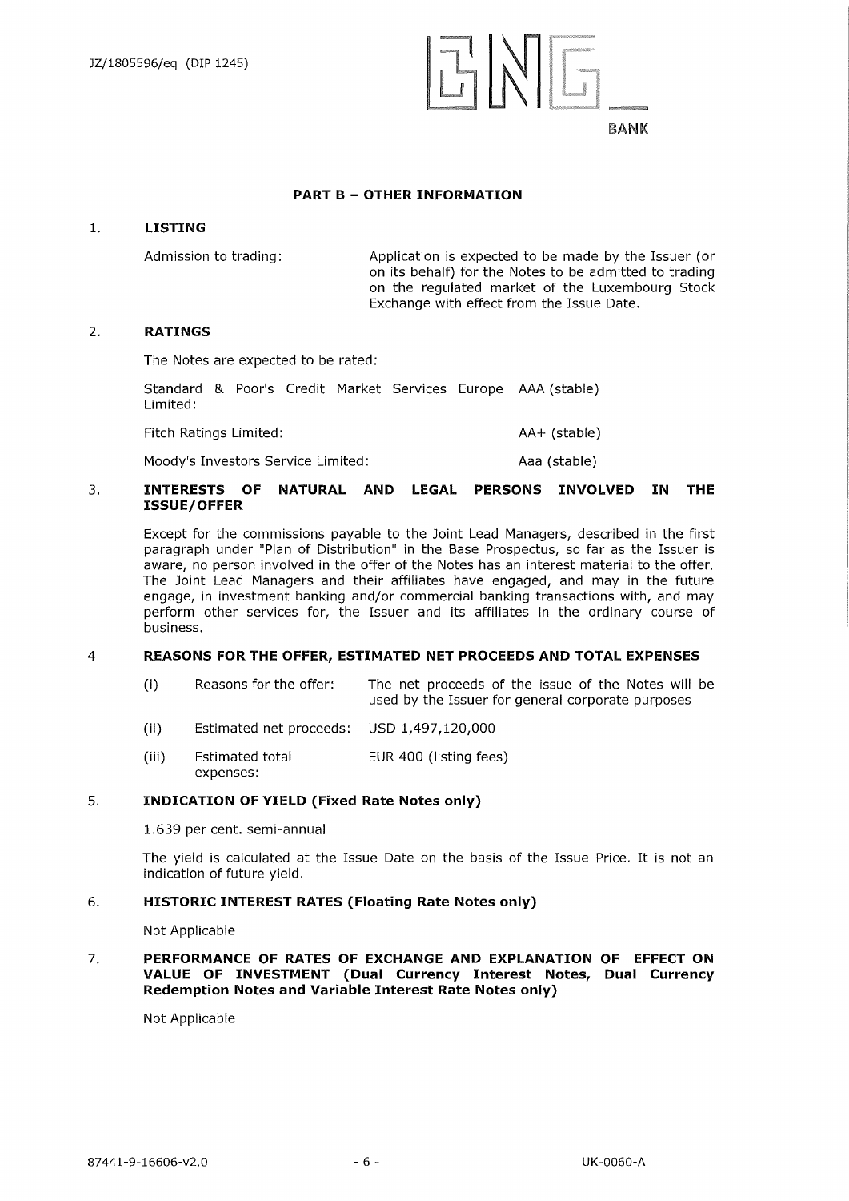## PART B – OTHER INFORMATION

### 1. LISTING

| | |
|---|---|
| Admission to trading: | Application is expected to be made by the Issuer (or on its behalf) for the Notes to be admitted to trading on the regulated market of the Luxembourg Stock Exchange with effect from the Issue Date. |

### 2. RATINGS

The Notes are expected to be rated:

| | |
|---|---|
| Standard & Poor's Credit Market Services Europe Limited: | AAA (stable) |
| Fitch Ratings Limited: | AA+ (stable) |
| Moody's Investors Service Limited: | Aaa (stable) |

### 3. INTERESTS OF NATURAL AND LEGAL PERSONS INVOLVED IN THE ISSUE/OFFER

Except for the commissions payable to the Joint Lead Managers, described in the first paragraph under "Plan of Distribution" in the Base Prospectus, so far as the Issuer is aware, no person involved in the offer of the Notes has an interest material to the offer. The Joint Lead Managers and their affiliates have engaged, and may in the future engage, in investment banking and/or commercial banking transactions with, and may perform other services for, the Issuer and its affiliates in the ordinary course of business.

### 4 REASONS FOR THE OFFER, ESTIMATED NET PROCEEDS AND TOTAL EXPENSES

| | | |
|---|---|---|
| (i) | Reasons for the offer: | The net proceeds of the issue of the Notes will be used by the Issuer for general corporate purposes |
| (ii) | Estimated net proceeds: | USD 1,497,120,000 |
| (iii) | Estimated total expenses: | EUR 400 (listing fees) |

### 5. INDICATION OF YIELD (Fixed Rate Notes only)

1.639 per cent. semi-annual

The yield is calculated at the Issue Date on the basis of the Issue Price. It is not an indication of future yield.

### 6. HISTORIC INTEREST RATES (Floating Rate Notes only)

Not Applicable

### 7. PERFORMANCE OF RATES OF EXCHANGE AND EXPLANATION OF EFFECT ON VALUE OF INVESTMENT (Dual Currency Interest Notes, Dual Currency Redemption Notes and Variable Interest Rate Notes only)

Not Applicable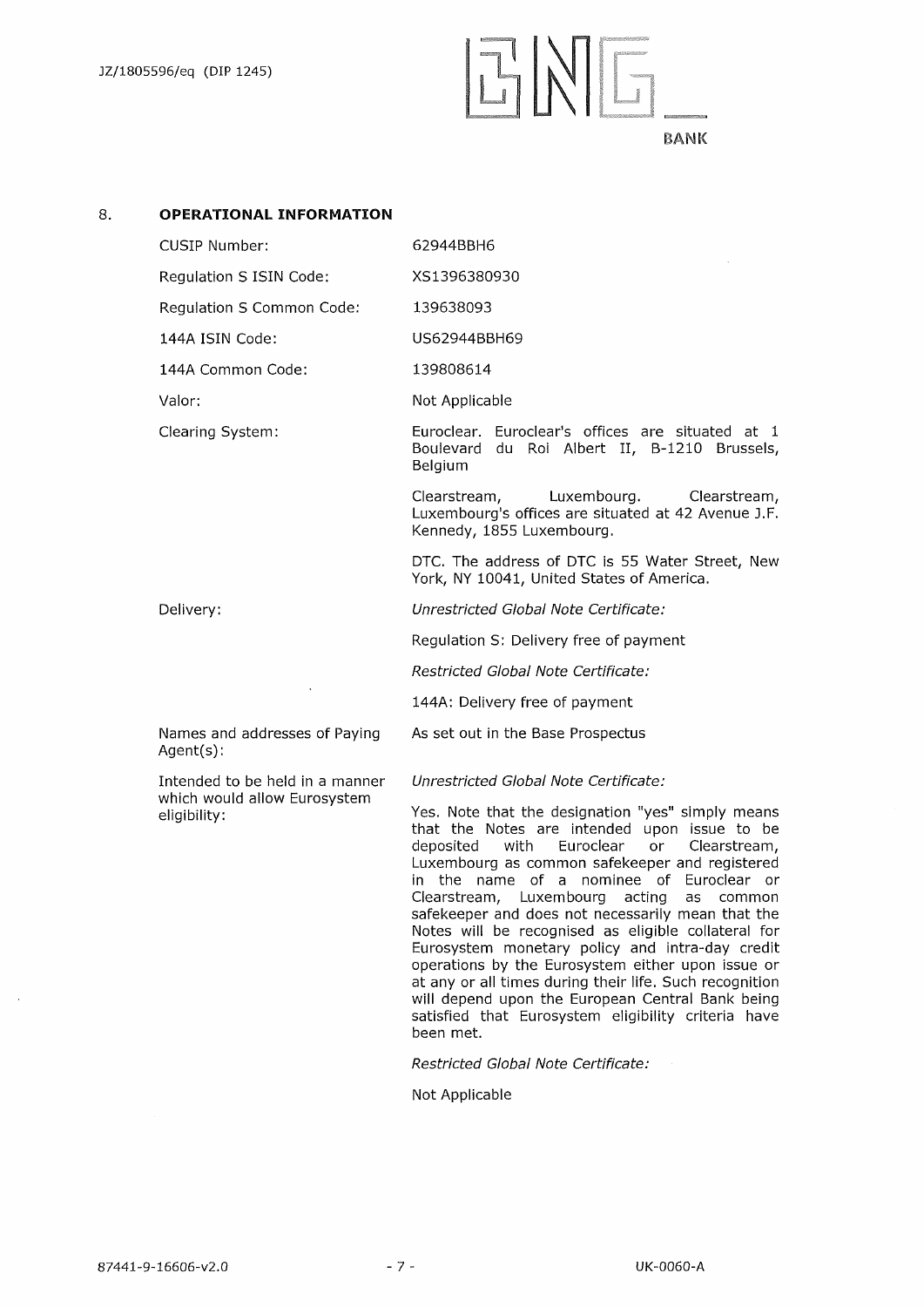## 8. OPERATIONAL INFORMATION

| | |
|---|---|
| CUSIP Number: | 62944BBH6 |
| Regulation S ISIN Code: | XS1396380930 |
| Regulation S Common Code: | 139638093 |
| 144A ISIN Code: | US62944BBH69 |
| 144A Common Code: | 139808614 |
| Valor: | Not Applicable |
| Clearing System: | Euroclear. Euroclear's offices are situated at 1 Boulevard du Roi Albert II, B-1210 Brussels, Belgium<br><br>Clearstream, Luxembourg. Clearstream, Luxembourg's offices are situated at 42 Avenue J.F. Kennedy, 1855 Luxembourg.<br><br>DTC. The address of DTC is 55 Water Street, New York, NY 10041, United States of America. |
| Delivery: | *Unrestricted Global Note Certificate:*<br><br>Regulation S: Delivery free of payment<br><br>*Restricted Global Note Certificate:*<br><br>144A: Delivery free of payment |
| Names and addresses of Paying Agent(s): | As set out in the Base Prospectus |
| Intended to be held in a manner which would allow Eurosystem eligibility: | *Unrestricted Global Note Certificate:*<br><br>Yes. Note that the designation "yes" simply means that the Notes are intended upon issue to be deposited with Euroclear or Clearstream, Luxembourg as common safekeeper and registered in the name of a nominee of Euroclear or Clearstream, Luxembourg acting as common safekeeper and does not necessarily mean that the Notes will be recognised as eligible collateral for Eurosystem monetary policy and intra-day credit operations by the Eurosystem either upon issue or at any or all times during their life. Such recognition will depend upon the European Central Bank being satisfied that Eurosystem eligibility criteria have been met.<br><br>*Restricted Global Note Certificate:*<br><br>Not Applicable |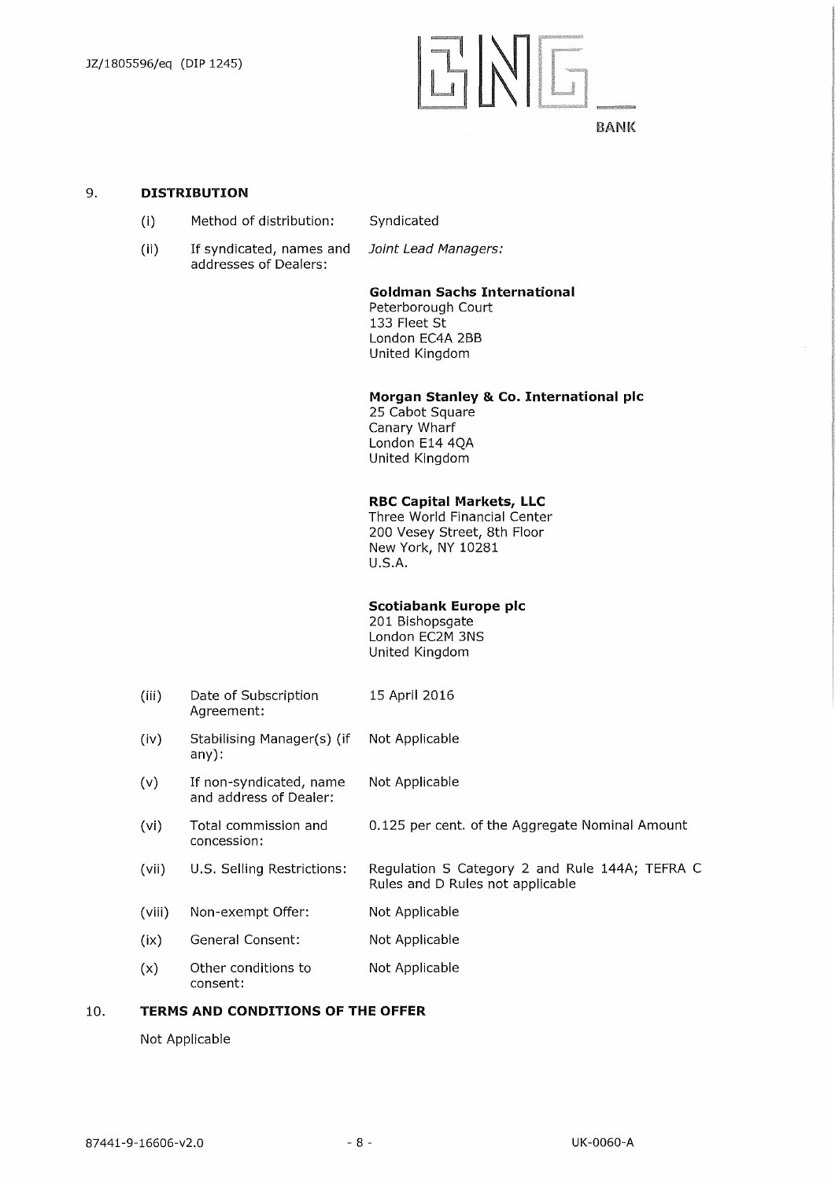## 9. DISTRIBUTION

| | | |
|---|---|---|
| (i) | Method of distribution: | Syndicated |
| (ii) | If syndicated, names and addresses of Dealers: | *Joint Lead Managers:*<br><br>**Goldman Sachs International**<br>Peterborough Court<br>133 Fleet St<br>London EC4A 2BB<br>United Kingdom<br><br>**Morgan Stanley & Co. International plc**<br>25 Cabot Square<br>Canary Wharf<br>London E14 4QA<br>United Kingdom<br><br>**RBC Capital Markets, LLC**<br>Three World Financial Center<br>200 Vesey Street, 8th Floor<br>New York, NY 10281<br>U.S.A.<br><br>**Scotiabank Europe plc**<br>201 Bishopsgate<br>London EC2M 3NS<br>United Kingdom |
| (iii) | Date of Subscription Agreement: | 15 April 2016 |
| (iv) | Stabilising Manager(s) (if any): | Not Applicable |
| (v) | If non-syndicated, name and address of Dealer: | Not Applicable |
| (vi) | Total commission and concession: | 0.125 per cent. of the Aggregate Nominal Amount |
| (vii) | U.S. Selling Restrictions: | Regulation S Category 2 and Rule 144A; TEFRA C Rules and D Rules not applicable |
| (viii) | Non-exempt Offer: | Not Applicable |
| (ix) | General Consent: | Not Applicable |
| (x) | Other conditions to consent: | Not Applicable |

## 10. TERMS AND CONDITIONS OF THE OFFER

Not Applicable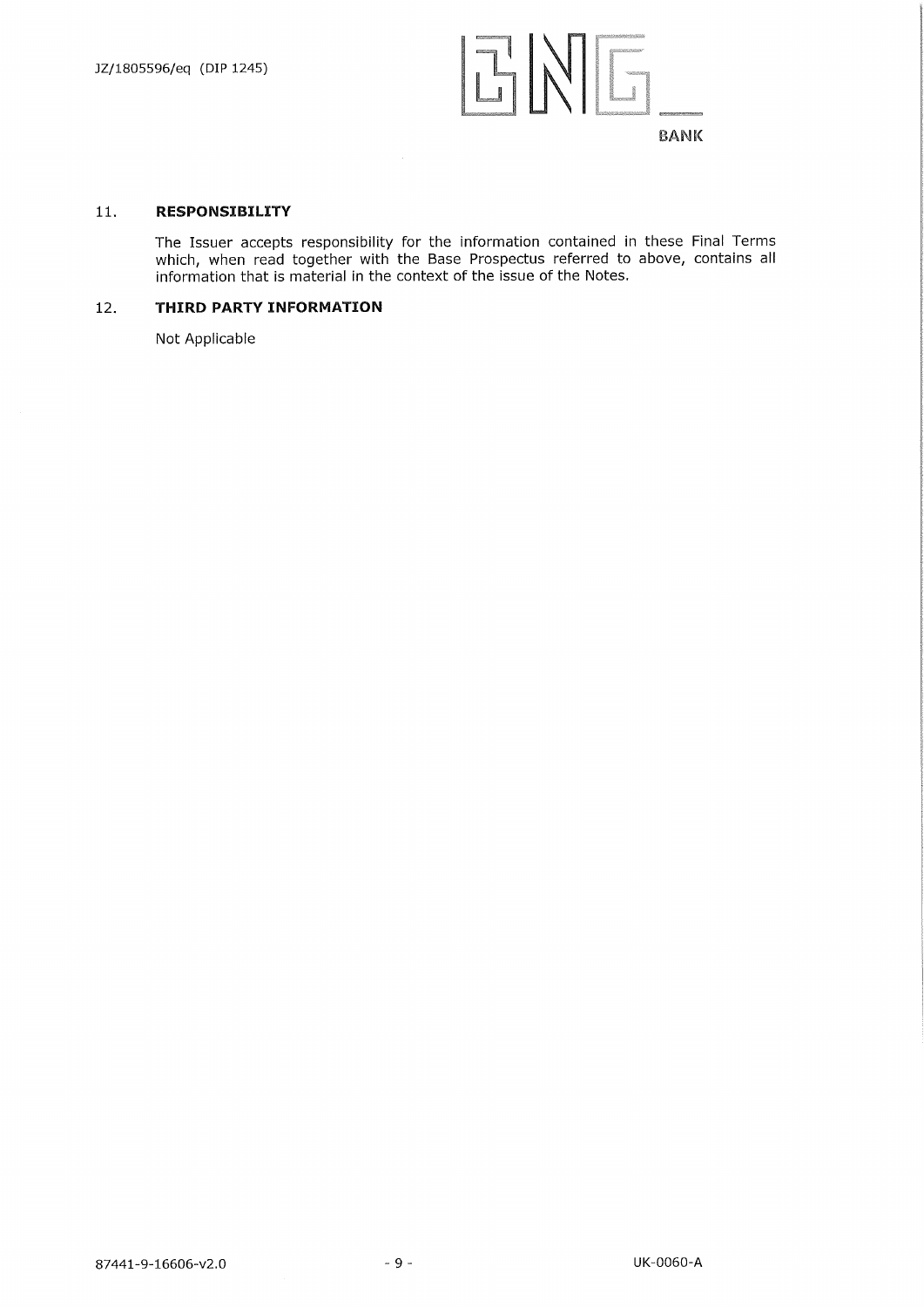## 11. RESPONSIBILITY

The Issuer accepts responsibility for the information contained in these Final Terms which, when read together with the Base Prospectus referred to above, contains all information that is material in the context of the issue of the Notes.

## 12. THIRD PARTY INFORMATION

Not Applicable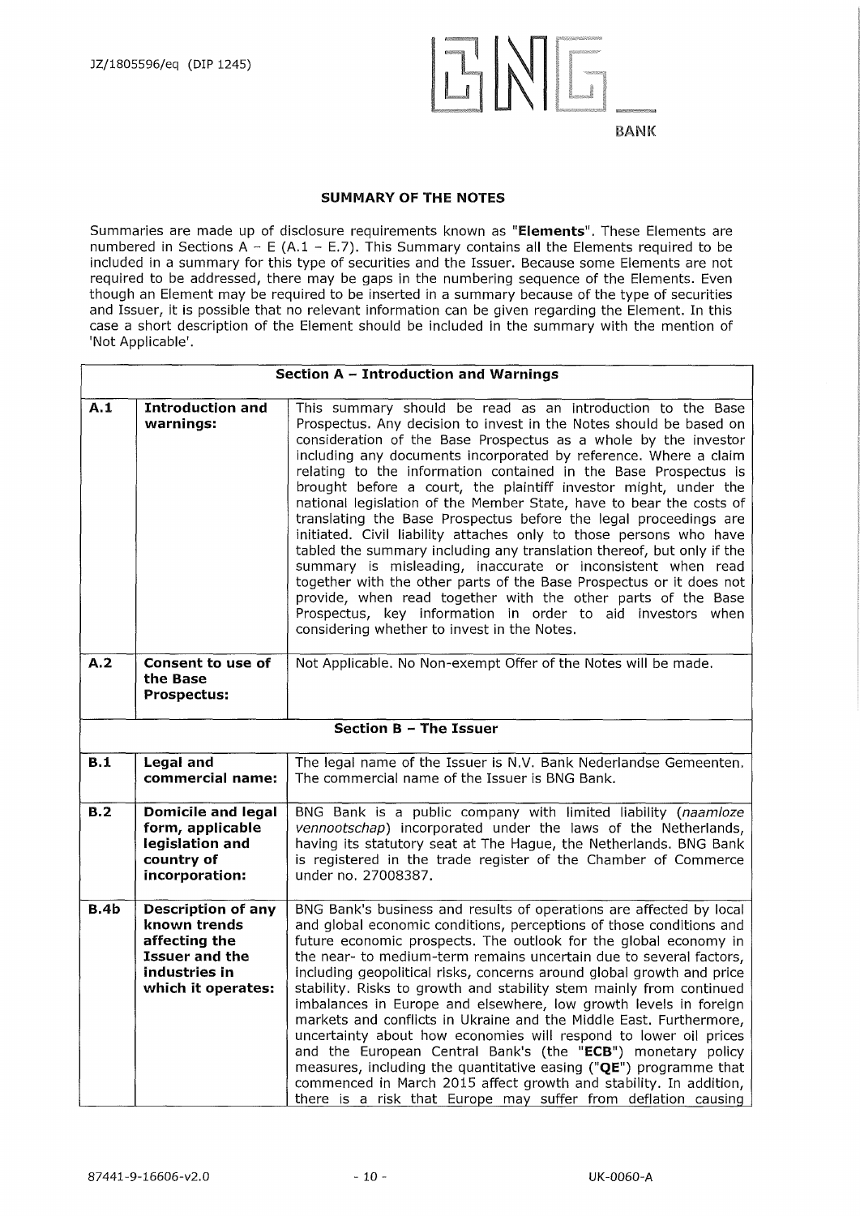## SUMMARY OF THE NOTES

Summaries are made up of disclosure requirements known as "**Elements**". These Elements are numbered in Sections A – E (A.1 – E.7). This Summary contains all the Elements required to be included in a summary for this type of securities and the Issuer. Because some Elements are not required to be addressed, there may be gaps in the numbering sequence of the Elements. Even though an Element may be required to be inserted in a summary because of the type of securities and Issuer, it is possible that no relevant information can be given regarding the Element. In this case a short description of the Element should be included in the summary with the mention of 'Not Applicable'.

| **Section A – Introduction and Warnings** | | |
|---|---|---|
| **A.1** | **Introduction and warnings:** | This summary should be read as an introduction to the Base Prospectus. Any decision to invest in the Notes should be based on consideration of the Base Prospectus as a whole by the investor including any documents incorporated by reference. Where a claim relating to the information contained in the Base Prospectus is brought before a court, the plaintiff investor might, under the national legislation of the Member State, have to bear the costs of translating the Base Prospectus before the legal proceedings are initiated. Civil liability attaches only to those persons who have tabled the summary including any translation thereof, but only if the summary is misleading, inaccurate or inconsistent when read together with the other parts of the Base Prospectus or it does not provide, when read together with the other parts of the Base Prospectus, key information in order to aid investors when considering whether to invest in the Notes. |
| **A.2** | **Consent to use of the Base Prospectus:** | Not Applicable. No Non-exempt Offer of the Notes will be made. |
| **Section B – The Issuer** | | |
| **B.1** | **Legal and commercial name:** | The legal name of the Issuer is N.V. Bank Nederlandse Gemeenten. The commercial name of the Issuer is BNG Bank. |
| **B.2** | **Domicile and legal form, applicable legislation and country of incorporation:** | BNG Bank is a public company with limited liability (*naamloze vennootschap*) incorporated under the laws of the Netherlands, having its statutory seat at The Hague, the Netherlands. BNG Bank is registered in the trade register of the Chamber of Commerce under no. 27008387. |
| **B.4b** | **Description of any known trends affecting the Issuer and the industries in which it operates:** | BNG Bank's business and results of operations are affected by local and global economic conditions, perceptions of those conditions and future economic prospects. The outlook for the global economy in the near- to medium-term remains uncertain due to several factors, including geopolitical risks, concerns around global growth and price stability. Risks to growth and stability stem mainly from continued imbalances in Europe and elsewhere, low growth levels in foreign markets and conflicts in Ukraine and the Middle East. Furthermore, uncertainty about how economies will respond to lower oil prices and the European Central Bank's (the "**ECB**") monetary policy measures, including the quantitative easing ("**QE**") programme that commenced in March 2015 affect growth and stability. In addition, there is a risk that Europe may suffer from deflation causing |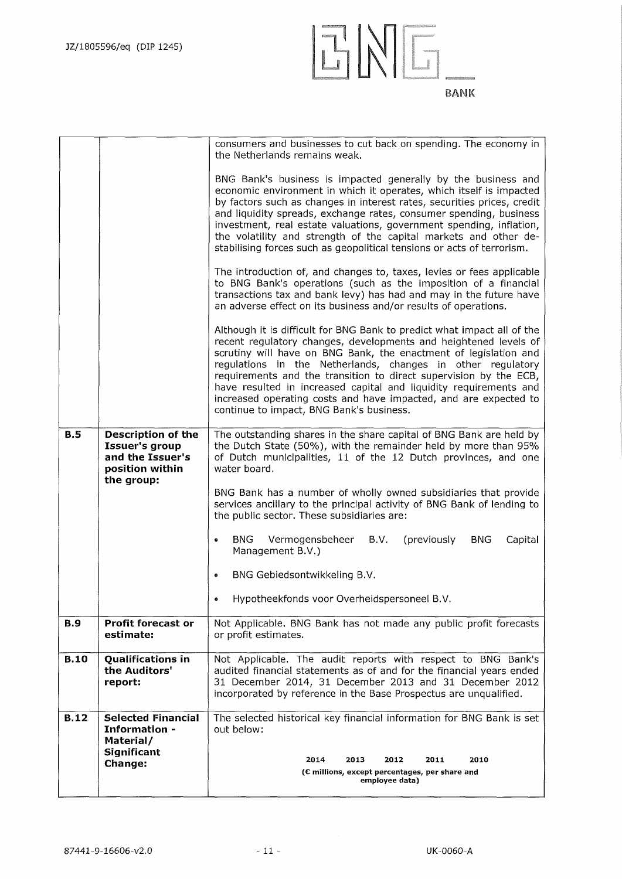| | | |
|---|---|---|
| | | consumers and businesses to cut back on spending. The economy in the Netherlands remains weak.<br><br>BNG Bank's business is impacted generally by the business and economic environment in which it operates, which itself is impacted by factors such as changes in interest rates, securities prices, credit and liquidity spreads, exchange rates, consumer spending, business investment, real estate valuations, government spending, inflation, the volatility and strength of the capital markets and other de-stabilising forces such as geopolitical tensions or acts of terrorism.<br><br>The introduction of, and changes to, taxes, levies or fees applicable to BNG Bank's operations (such as the imposition of a financial transactions tax and bank levy) has had and may in the future have an adverse effect on its business and/or results of operations.<br><br>Although it is difficult for BNG Bank to predict what impact all of the recent regulatory changes, developments and heightened levels of scrutiny will have on BNG Bank, the enactment of legislation and regulations in the Netherlands, changes in other regulatory requirements and the transition to direct supervision by the ECB, have resulted in increased capital and liquidity requirements and increased operating costs and have impacted, and are expected to continue to impact, BNG Bank's business. |
| **B.5** | **Description of the Issuer's group and the Issuer's position within the group:** | The outstanding shares in the share capital of BNG Bank are held by the Dutch State (50%), with the remainder held by more than 95% of Dutch municipalities, 11 of the 12 Dutch provinces, and one water board.<br><br>BNG Bank has a number of wholly owned subsidiaries that provide services ancillary to the principal activity of BNG Bank of lending to the public sector. These subsidiaries are:<br><br>• BNG Vermogensbeheer B.V. (previously BNG Capital Management B.V.)<br><br>• BNG Gebiedsontwikkeling B.V.<br><br>• Hypotheekfonds voor Overheidspersoneel B.V. |
| **B.9** | **Profit forecast or estimate:** | Not Applicable. BNG Bank has not made any public profit forecasts or profit estimates. |
| **B.10** | **Qualifications in the Auditors' report:** | Not Applicable. The audit reports with respect to BNG Bank's audited financial statements as of and for the financial years ended 31 December 2014, 31 December 2013 and 31 December 2012 incorporated by reference in the Base Prospectus are unqualified. |
| **B.12** | **Selected Financial Information - Material/ Significant Change:** | The selected historical key financial information for BNG Bank is set out below:<br><br>**2014 2013 2012 2011 2010**<br>**(€ millions, except percentages, per share and employee data)** |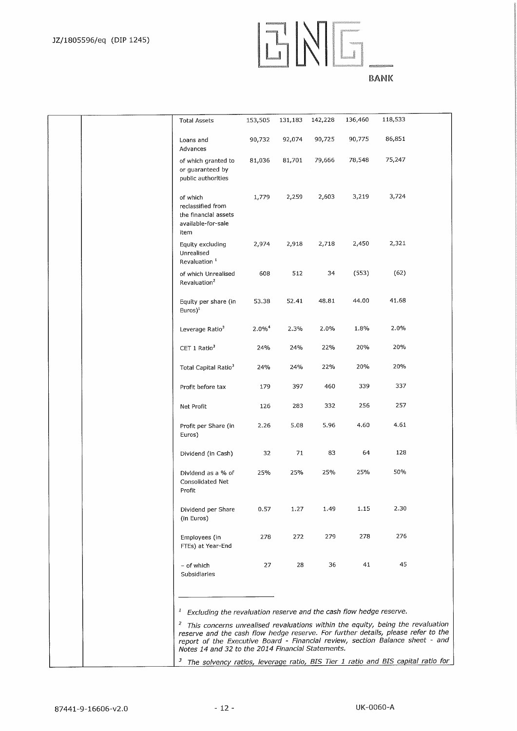| | | | | | | |
|---|---|---|---|---|---|---|
| | Total Assets | 153,505 | 131,183 | 142,228 | 136,460 | 118,533 |
| | Loans and Advances | 90,732 | 92,074 | 90,725 | 90,775 | 86,851 |
| | of which granted to or guaranteed by public authorities | 81,036 | 81,701 | 79,666 | 78,548 | 75,247 |
| | of which reclassified from the financial assets available-for-sale item | 1,779 | 2,259 | 2,603 | 3,219 | 3,724 |
| | Equity excluding Unrealised Revaluation [1] | 2,974 | 2,918 | 2,718 | 2,450 | 2,321 |
| | of which Unrealised Revaluation[2] | 608 | 512 | 34 | (553) | (62) |
| | Equity per share (in Euros)[1] | 53.38 | 52.41 | 48.81 | 44.00 | 41.68 |
| | Leverage Ratio[3] | 2.0%[4] | 2.3% | 2.0% | 1.8% | 2.0% |
| | CET 1 Ratio[3] | 24% | 24% | 22% | 20% | 20% |
| | Total Capital Ratio[3] | 24% | 24% | 22% | 20% | 20% |
| | Profit before tax | 179 | 397 | 460 | 339 | 337 |
| | Net Profit | 126 | 283 | 332 | 256 | 257 |
| | Profit per Share (in Euros) | 2.26 | 5.08 | 5.96 | 4.60 | 4.61 |
| | Dividend (in Cash) | 32 | 71 | 83 | 64 | 128 |
| | Dividend as a % of Consolidated Net Profit | 25% | 25% | 25% | 25% | 50% |
| | Dividend per Share (in Euros) | 0.57 | 1.27 | 1.49 | 1.15 | 2.30 |
| | Employees (in FTEs) at Year-End | 278 | 272 | 279 | 278 | 276 |
| | - of which Subsidiaries | 27 | 28 | 36 | 41 | 45 |

[1] *Excluding the revaluation reserve and the cash flow hedge reserve.*

[2] *This concerns unrealised revaluations within the equity, being the revaluation reserve and the cash flow hedge reserve. For further details, please refer to the report of the Executive Board - Financial review, section Balance sheet - and Notes 14 and 32 to the 2014 Financial Statements.*

[3] *The solvency ratios, leverage ratio, BIS Tier 1 ratio and BIS capital ratio for*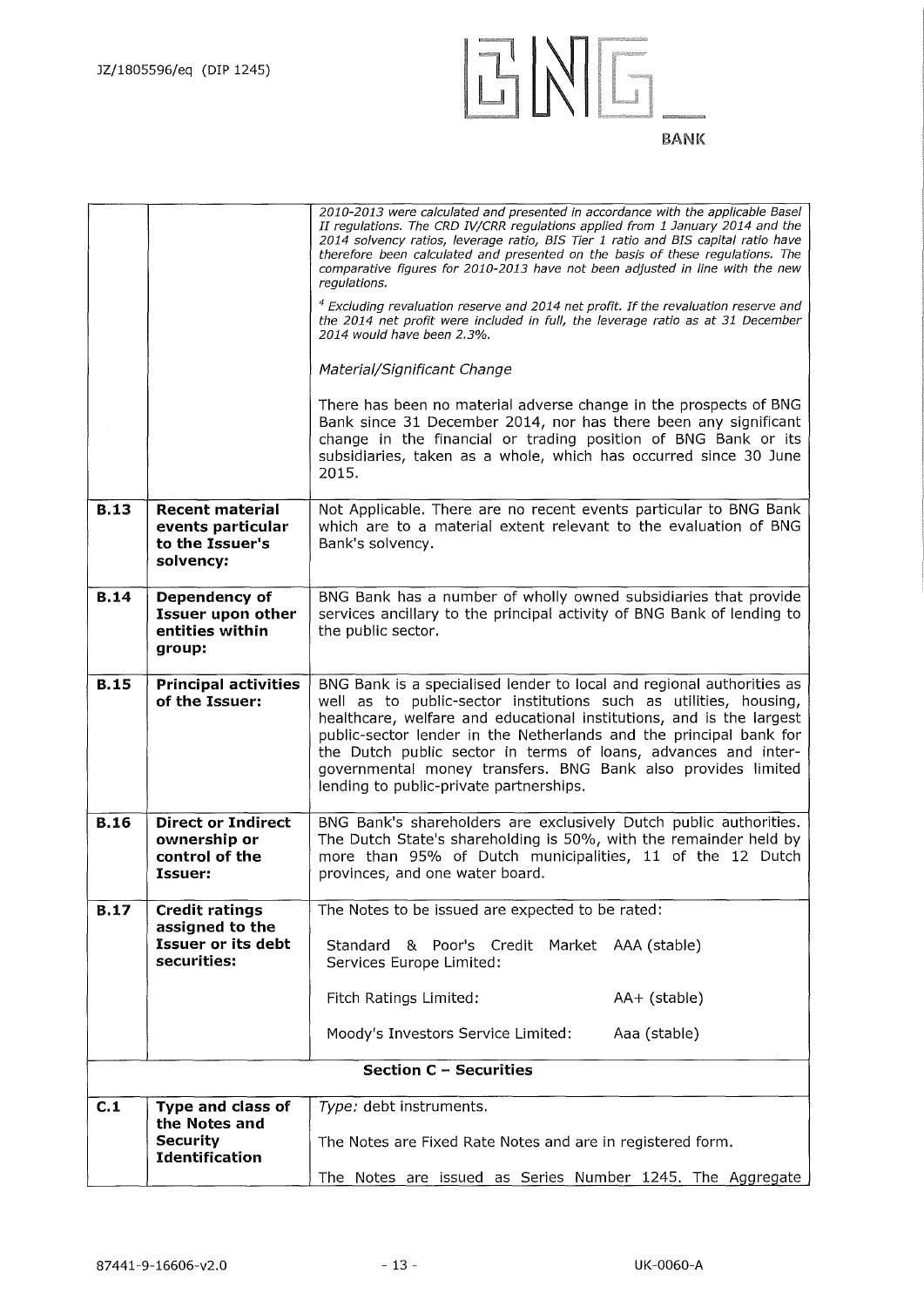| | | |
|---|---|---|
| | | *2010-2013 were calculated and presented in accordance with the applicable Basel II regulations. The CRD IV/CRR regulations applied from 1 January 2014 and the 2014 solvency ratios, leverage ratio, BIS Tier 1 ratio and BIS capital ratio have therefore been calculated and presented on the basis of these regulations. The comparative figures for 2010-2013 have not been adjusted in line with the new regulations.*<br><br>[4] *Excluding revaluation reserve and 2014 net profit. If the revaluation reserve and the 2014 net profit were included in full, the leverage ratio as at 31 December 2014 would have been 2.3%.*<br><br>*Material/Significant Change*<br><br>There has been no material adverse change in the prospects of BNG Bank since 31 December 2014, nor has there been any significant change in the financial or trading position of BNG Bank or its subsidiaries, taken as a whole, which has occurred since 30 June 2015. |
| **B.13** | **Recent material events particular to the Issuer's solvency:** | Not Applicable. There are no recent events particular to BNG Bank which are to a material extent relevant to the evaluation of BNG Bank's solvency. |
| **B.14** | **Dependency of Issuer upon other entities within group:** | BNG Bank has a number of wholly owned subsidiaries that provide services ancillary to the principal activity of BNG Bank of lending to the public sector. |
| **B.15** | **Principal activities of the Issuer:** | BNG Bank is a specialised lender to local and regional authorities as well as to public-sector institutions such as utilities, housing, healthcare, welfare and educational institutions, and is the largest public-sector lender in the Netherlands and the principal bank for the Dutch public sector in terms of loans, advances and inter-governmental money transfers. BNG Bank also provides limited lending to public-private partnerships. |
| **B.16** | **Direct or Indirect ownership or control of the Issuer:** | BNG Bank's shareholders are exclusively Dutch public authorities. The Dutch State's shareholding is 50%, with the remainder held by more than 95% of Dutch municipalities, 11 of the 12 Dutch provinces, and one water board. |
| **B.17** | **Credit ratings assigned to the Issuer or its debt securities:** | The Notes to be issued are expected to be rated:<br><br>Standard & Poor's Credit Market Services Europe Limited: AAA (stable)<br><br>Fitch Ratings Limited: AA+ (stable)<br><br>Moody's Investors Service Limited: Aaa (stable) |
| | | **Section C – Securities** |
| **C.1** | **Type and class of the Notes and Security Identification** | *Type:* debt instruments.<br><br>The Notes are Fixed Rate Notes and are in registered form.<br><br>The Notes are issued as Series Number 1245. The Aggregate |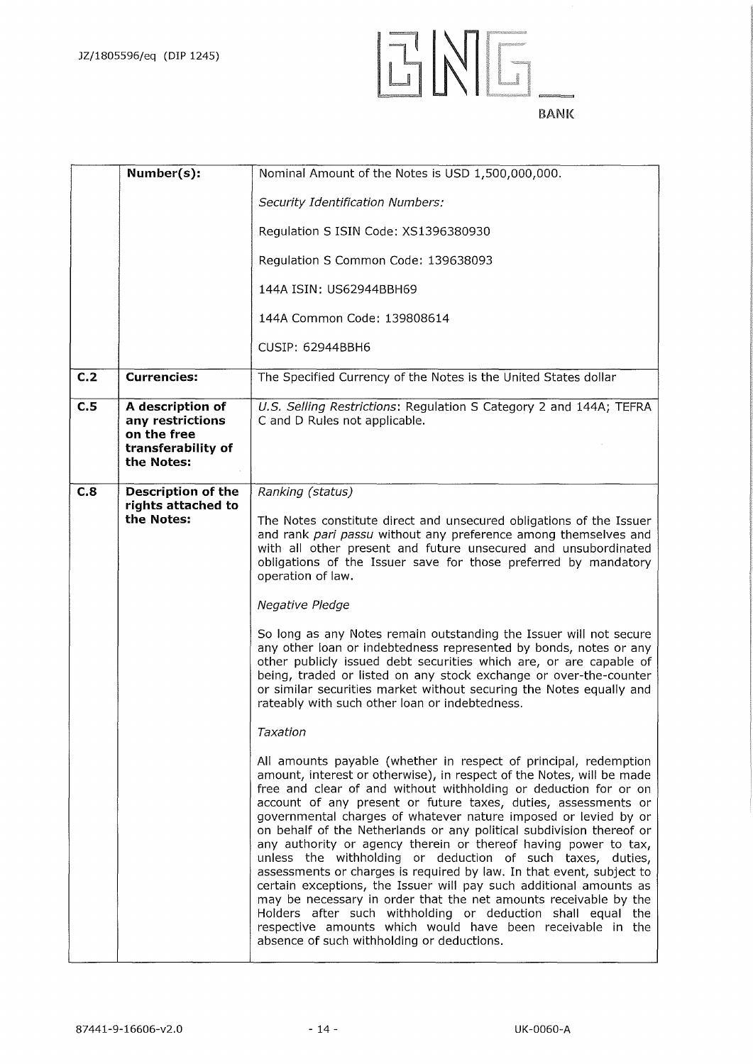| | **Number(s):** | Nominal Amount of the Notes is USD 1,500,000,000.<br><br>*Security Identification Numbers:*<br><br>Regulation S ISIN Code: XS1396380930<br><br>Regulation S Common Code: 139638093<br><br>144A ISIN: US62944BBH69<br><br>144A Common Code: 139808614<br><br>CUSIP: 62944BBH6 |
|---|---|---|
| **C.2** | **Currencies:** | The Specified Currency of the Notes is the United States dollar |
| **C.5** | **A description of any restrictions on the free transferability of the Notes:** | *U.S. Selling Restrictions*: Regulation S Category 2 and 144A; TEFRA C and D Rules not applicable. |
| **C.8** | **Description of the rights attached to the Notes:** | *Ranking (status)*<br><br>The Notes constitute direct and unsecured obligations of the Issuer and rank *pari passu* without any preference among themselves and with all other present and future unsecured and unsubordinated obligations of the Issuer save for those preferred by mandatory operation of law.<br><br>*Negative Pledge*<br><br>So long as any Notes remain outstanding the Issuer will not secure any other loan or indebtedness represented by bonds, notes or any other publicly issued debt securities which are, or are capable of being, traded or listed on any stock exchange or over-the-counter or similar securities market without securing the Notes equally and rateably with such other loan or indebtedness.<br><br>*Taxation*<br><br>All amounts payable (whether in respect of principal, redemption amount, interest or otherwise), in respect of the Notes, will be made free and clear of and without withholding or deduction for or on account of any present or future taxes, duties, assessments or governmental charges of whatever nature imposed or levied by or on behalf of the Netherlands or any political subdivision thereof or any authority or agency therein or thereof having power to tax, unless the withholding or deduction of such taxes, duties, assessments or charges is required by law. In that event, subject to certain exceptions, the Issuer will pay such additional amounts as may be necessary in order that the net amounts receivable by the Holders after such withholding or deduction shall equal the respective amounts which would have been receivable in the absence of such withholding or deductions. |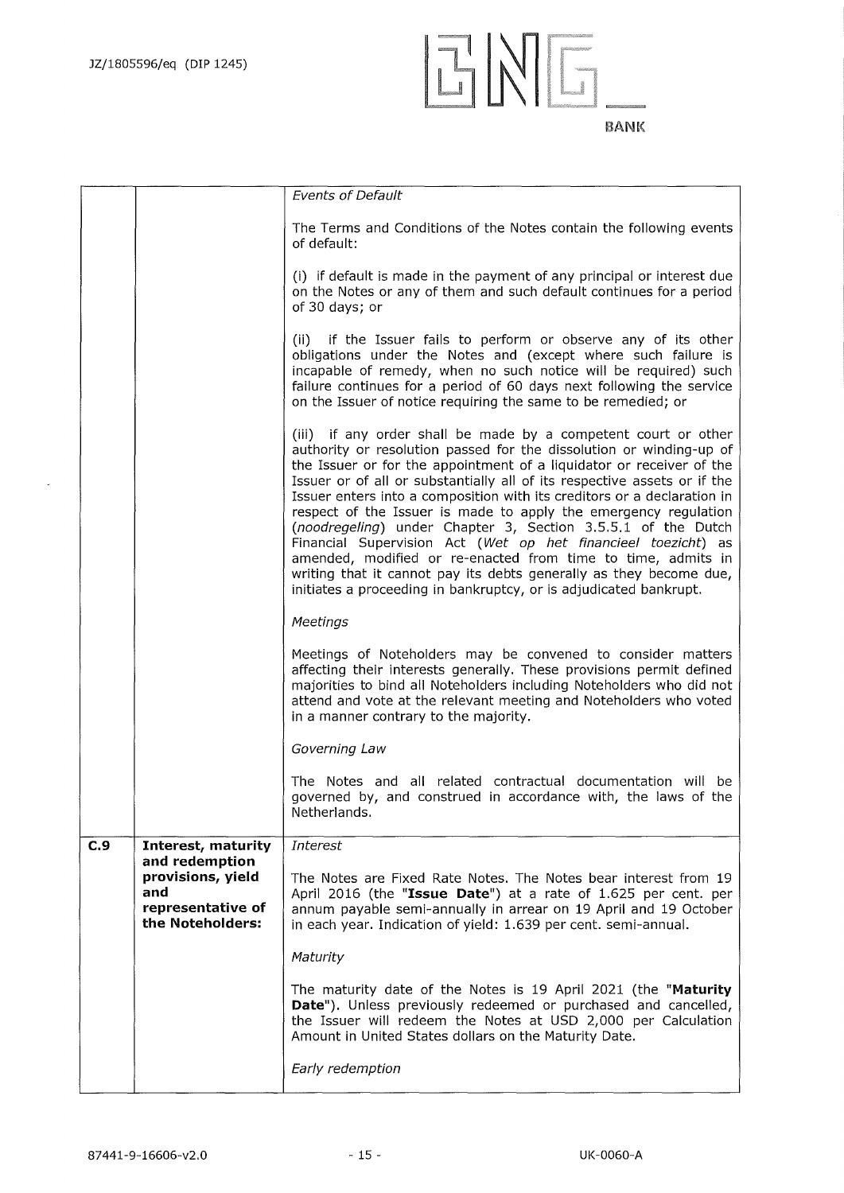| | | |
|---|---|---|
| | | *Events of Default*<br><br>The Terms and Conditions of the Notes contain the following events of default:<br><br>(i) if default is made in the payment of any principal or interest due on the Notes or any of them and such default continues for a period of 30 days; or<br><br>(ii) if the Issuer fails to perform or observe any of its other obligations under the Notes and (except where such failure is incapable of remedy, when no such notice will be required) such failure continues for a period of 60 days next following the service on the Issuer of notice requiring the same to be remedied; or<br><br>(iii) if any order shall be made by a competent court or other authority or resolution passed for the dissolution or winding-up of the Issuer or for the appointment of a liquidator or receiver of the Issuer or of all or substantially all of its respective assets or if the Issuer enters into a composition with its creditors or a declaration in respect of the Issuer is made to apply the emergency regulation (*noodregeling*) under Chapter 3, Section 3.5.5.1 of the Dutch Financial Supervision Act (*Wet op het financieel toezicht*) as amended, modified or re-enacted from time to time, admits in writing that it cannot pay its debts generally as they become due, initiates a proceeding in bankruptcy, or is adjudicated bankrupt.<br><br>*Meetings*<br><br>Meetings of Noteholders may be convened to consider matters affecting their interests generally. These provisions permit defined majorities to bind all Noteholders including Noteholders who did not attend and vote at the relevant meeting and Noteholders who voted in a manner contrary to the majority.<br><br>*Governing Law*<br><br>The Notes and all related contractual documentation will be governed by, and construed in accordance with, the laws of the Netherlands. |
| **C.9** | **Interest, maturity and redemption provisions, yield and representative of the Noteholders:** | *Interest*<br><br>The Notes are Fixed Rate Notes. The Notes bear interest from 19 April 2016 (the "**Issue Date**") at a rate of 1.625 per cent. per annum payable semi-annually in arrear on 19 April and 19 October in each year. Indication of yield: 1.639 per cent. semi-annual.<br><br>*Maturity*<br><br>The maturity date of the Notes is 19 April 2021 (the "**Maturity Date**"). Unless previously redeemed or purchased and cancelled, the Issuer will redeem the Notes at USD 2,000 per Calculation Amount in United States dollars on the Maturity Date.<br><br>*Early redemption* |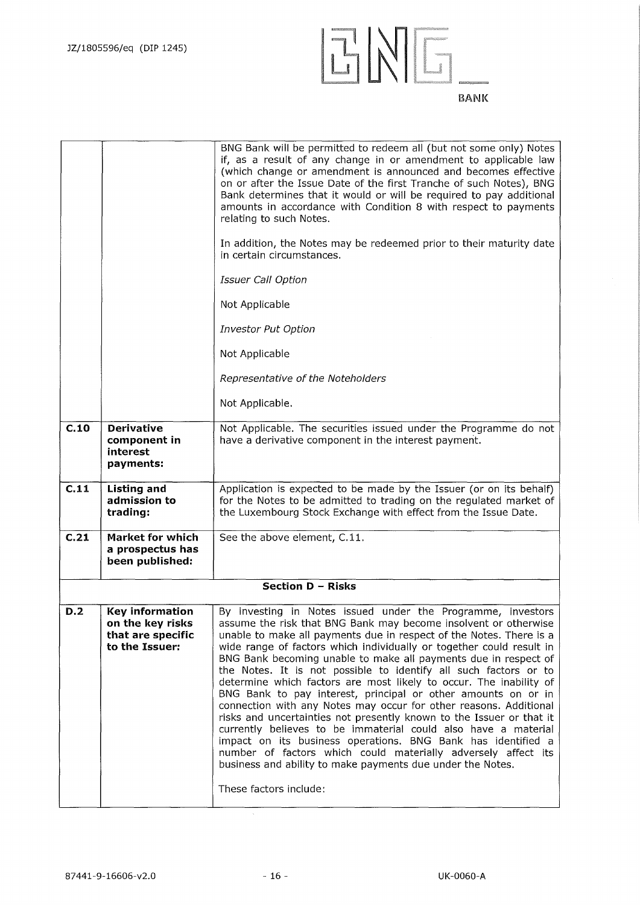| | | |
|---|---|---|
| | | BNG Bank will be permitted to redeem all (but not some only) Notes if, as a result of any change in or amendment to applicable law (which change or amendment is announced and becomes effective on or after the Issue Date of the first Tranche of such Notes), BNG Bank determines that it would or will be required to pay additional amounts in accordance with Condition 8 with respect to payments relating to such Notes.<br><br>In addition, the Notes may be redeemed prior to their maturity date in certain circumstances.<br><br>*Issuer Call Option*<br><br>Not Applicable<br><br>*Investor Put Option*<br><br>Not Applicable<br><br>*Representative of the Noteholders*<br><br>Not Applicable. |
| **C.10** | **Derivative component in interest payments:** | Not Applicable. The securities issued under the Programme do not have a derivative component in the interest payment. |
| **C.11** | **Listing and admission to trading:** | Application is expected to be made by the Issuer (or on its behalf) for the Notes to be admitted to trading on the regulated market of the Luxembourg Stock Exchange with effect from the Issue Date. |
| **C.21** | **Market for which a prospectus has been published:** | See the above element, C.11. |
| | | **Section D – Risks** |
| **D.2** | **Key information on the key risks that are specific to the Issuer:** | By investing in Notes issued under the Programme, investors assume the risk that BNG Bank may become insolvent or otherwise unable to make all payments due in respect of the Notes. There is a wide range of factors which individually or together could result in BNG Bank becoming unable to make all payments due in respect of the Notes. It is not possible to identify all such factors or to determine which factors are most likely to occur. The inability of BNG Bank to pay interest, principal or other amounts on or in connection with any Notes may occur for other reasons. Additional risks and uncertainties not presently known to the Issuer or that it currently believes to be immaterial could also have a material impact on its business operations. BNG Bank has identified a number of factors which could materially adversely affect its business and ability to make payments due under the Notes.<br><br>These factors include: |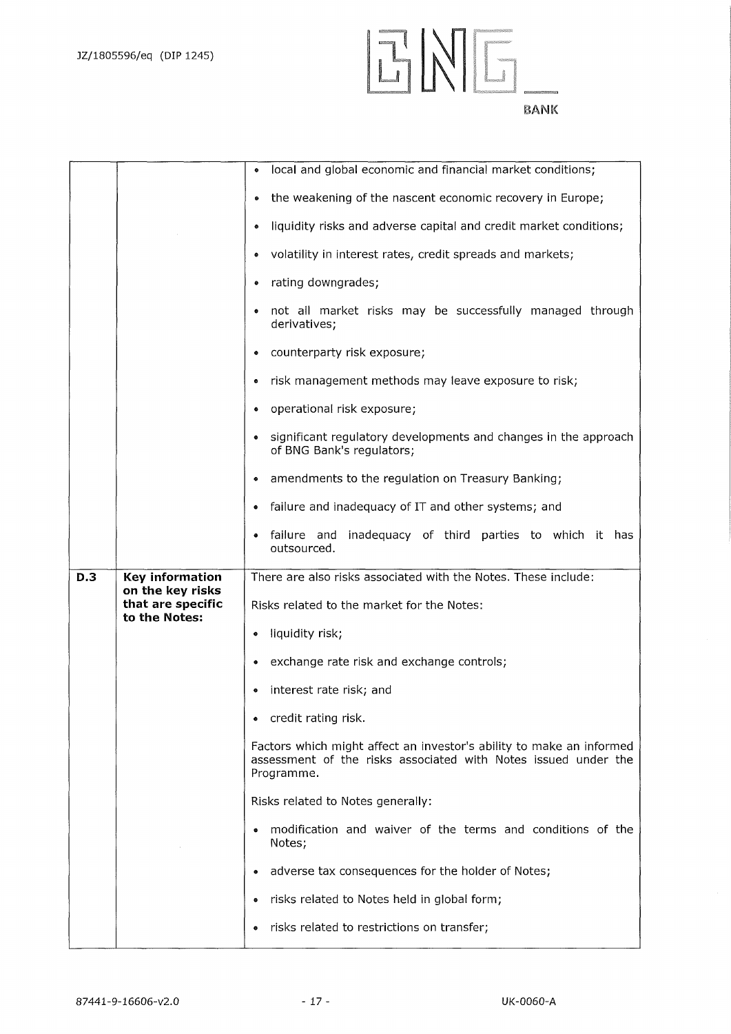| | | |
|---|---|---|
| | | • local and global economic and financial market conditions;<br>• the weakening of the nascent economic recovery in Europe;<br>• liquidity risks and adverse capital and credit market conditions;<br>• volatility in interest rates, credit spreads and markets;<br>• rating downgrades;<br>• not all market risks may be successfully managed through derivatives;<br>• counterparty risk exposure;<br>• risk management methods may leave exposure to risk;<br>• operational risk exposure;<br>• significant regulatory developments and changes in the approach of BNG Bank's regulators;<br>• amendments to the regulation on Treasury Banking;<br>• failure and inadequacy of IT and other systems; and<br>• failure and inadequacy of third parties to which it has outsourced. |
| **D.3** | **Key information on the key risks that are specific to the Notes:** | There are also risks associated with the Notes. These include:<br><br>Risks related to the market for the Notes:<br>• liquidity risk;<br>• exchange rate risk and exchange controls;<br>• interest rate risk; and<br>• credit rating risk.<br><br>Factors which might affect an investor's ability to make an informed assessment of the risks associated with Notes issued under the Programme.<br><br>Risks related to Notes generally:<br>• modification and waiver of the terms and conditions of the Notes;<br>• adverse tax consequences for the holder of Notes;<br>• risks related to Notes held in global form;<br>• risks related to restrictions on transfer; |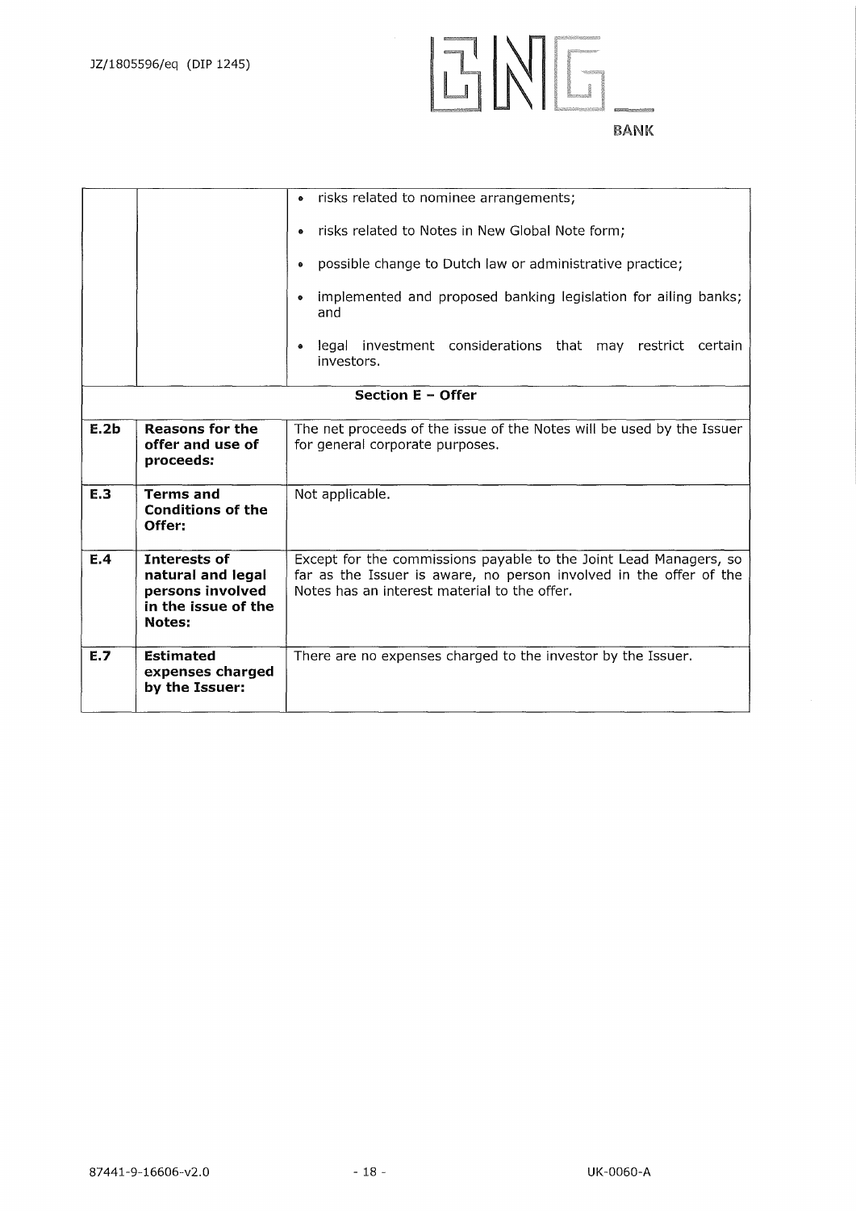| | | |
|---|---|---|
| | | • risks related to nominee arrangements;<br><br>• risks related to Notes in New Global Note form;<br><br>• possible change to Dutch law or administrative practice;<br><br>• implemented and proposed banking legislation for ailing banks; and<br><br>• legal investment considerations that may restrict certain investors. |
| | | **Section E – Offer** |
| **E.2b** | **Reasons for the offer and use of proceeds:** | The net proceeds of the issue of the Notes will be used by the Issuer for general corporate purposes. |
| **E.3** | **Terms and Conditions of the Offer:** | Not applicable. |
| **E.4** | **Interests of natural and legal persons involved in the issue of the Notes:** | Except for the commissions payable to the Joint Lead Managers, so far as the Issuer is aware, no person involved in the offer of the Notes has an interest material to the offer. |
| **E.7** | **Estimated expenses charged by the Issuer:** | There are no expenses charged to the investor by the Issuer. |